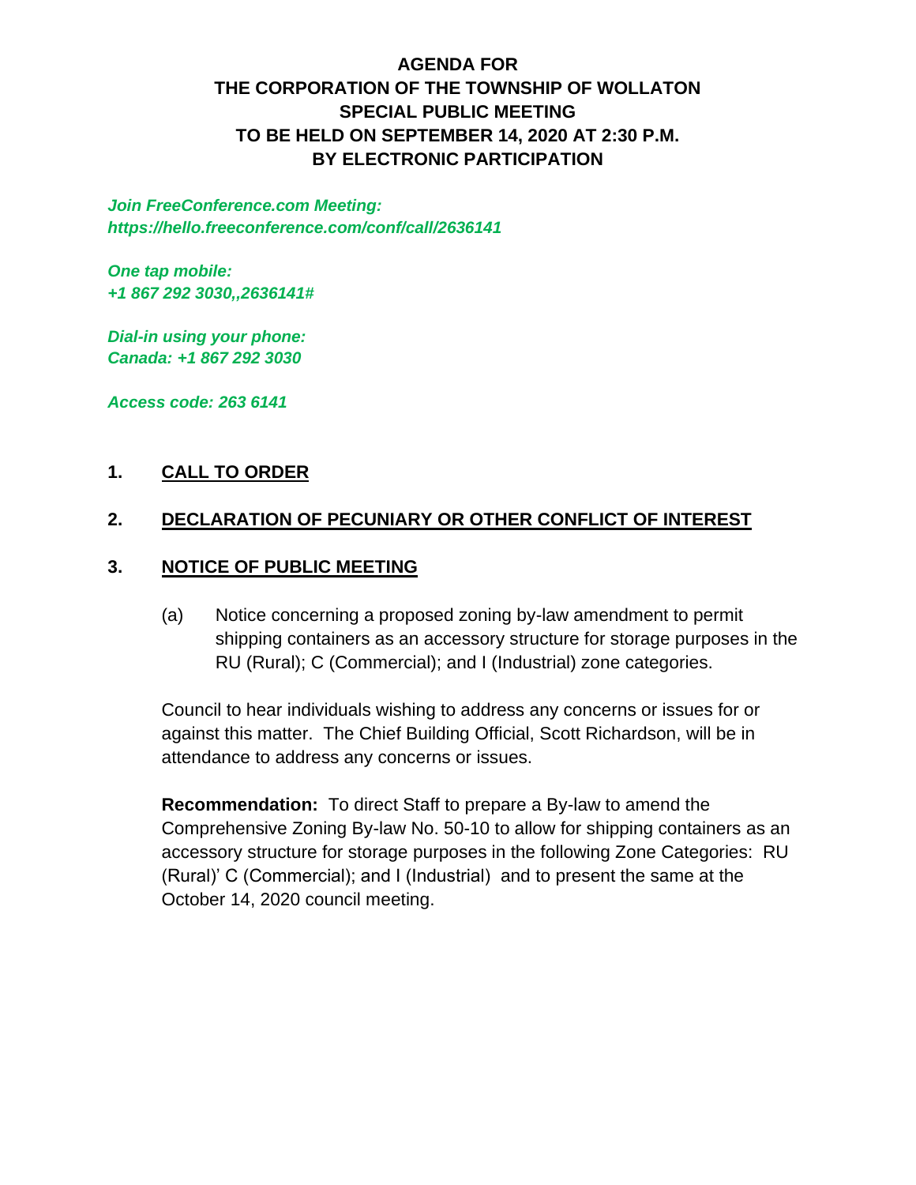# AGENDA FOR
# THE CORPORATION OF THE TOWNSHIP OF WOLLATON
# SPECIAL PUBLIC MEETING
# TO BE HELD ON SEPTEMBER 14, 2020 AT 2:30 P.M.
# BY ELECTRONIC PARTICIPATION

***Join FreeConference.com Meeting:***
***https://hello.freeconference.com/conf/call/2636141***

***One tap mobile:***
***+1 867 292 3030,,2636141#***

***Dial-in using your phone:***
***Canada: +1 867 292 3030***

***Access code: 263 6141***

## 1. CALL TO ORDER

## 2. DECLARATION OF PECUNIARY OR OTHER CONFLICT OF INTEREST

## 3. NOTICE OF PUBLIC MEETING

(a) Notice concerning a proposed zoning by-law amendment to permit shipping containers as an accessory structure for storage purposes in the RU (Rural); C (Commercial); and I (Industrial) zone categories.

Council to hear individuals wishing to address any concerns or issues for or against this matter. The Chief Building Official, Scott Richardson, will be in attendance to address any concerns or issues.

**Recommendation:** To direct Staff to prepare a By-law to amend the Comprehensive Zoning By-law No. 50-10 to allow for shipping containers as an accessory structure for storage purposes in the following Zone Categories: RU (Rural)' C (Commercial); and I (Industrial) and to present the same at the October 14, 2020 council meeting.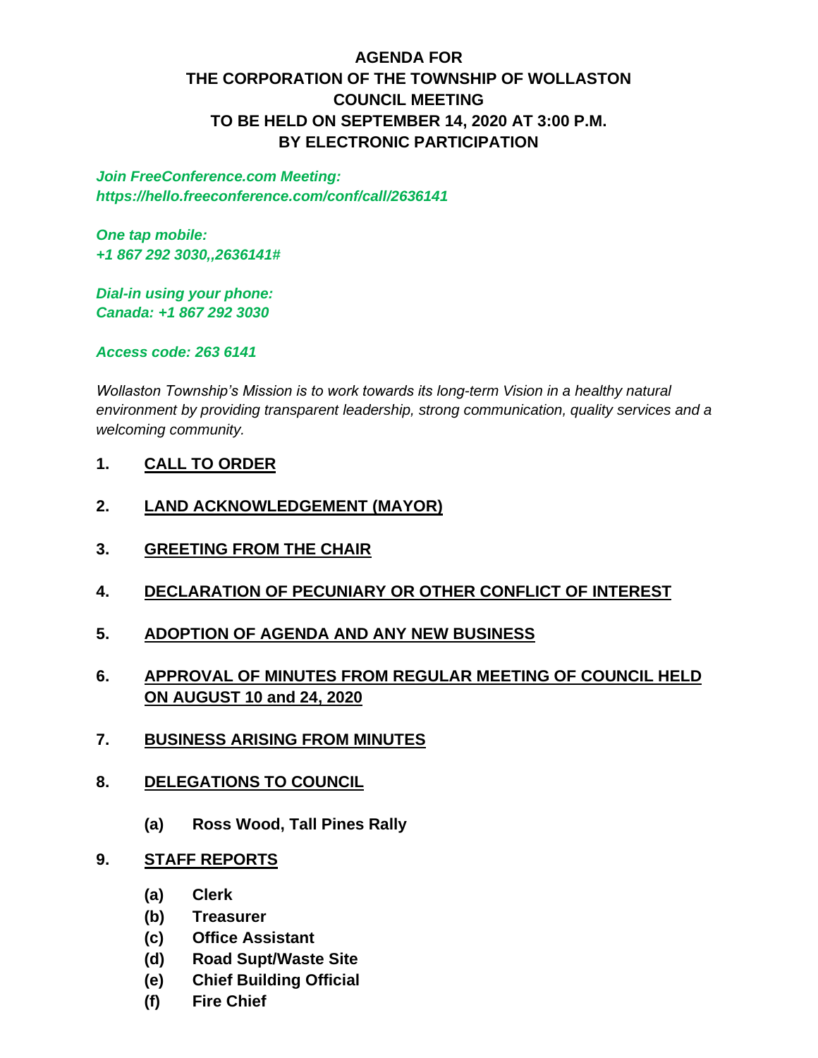# AGENDA FOR THE CORPORATION OF THE TOWNSHIP OF WOLLASTON COUNCIL MEETING TO BE HELD ON SEPTEMBER 14, 2020 AT 3:00 P.M. BY ELECTRONIC PARTICIPATION

***Join FreeConference.com Meeting:***
***https://hello.freeconference.com/conf/call/2636141***

***One tap mobile:***
***+1 867 292 3030,,2636141#***

***Dial-in using your phone:***
***Canada: +1 867 292 3030***

***Access code: 263 6141***

*Wollaston Township's Mission is to work towards its long-term Vision in a healthy natural environment by providing transparent leadership, strong communication, quality services and a welcoming community.*

**1. CALL TO ORDER**

**2. LAND ACKNOWLEDGEMENT (MAYOR)**

**3. GREETING FROM THE CHAIR**

**4. DECLARATION OF PECUNIARY OR OTHER CONFLICT OF INTEREST**

**5. ADOPTION OF AGENDA AND ANY NEW BUSINESS**

**6. APPROVAL OF MINUTES FROM REGULAR MEETING OF COUNCIL HELD ON AUGUST 10 and 24, 2020**

**7. BUSINESS ARISING FROM MINUTES**

**8. DELEGATIONS TO COUNCIL**

- **(a) Ross Wood, Tall Pines Rally**

**9. STAFF REPORTS**

- **(a) Clerk**
- **(b) Treasurer**
- **(c) Office Assistant**
- **(d) Road Supt/Waste Site**
- **(e) Chief Building Official**
- **(f) Fire Chief**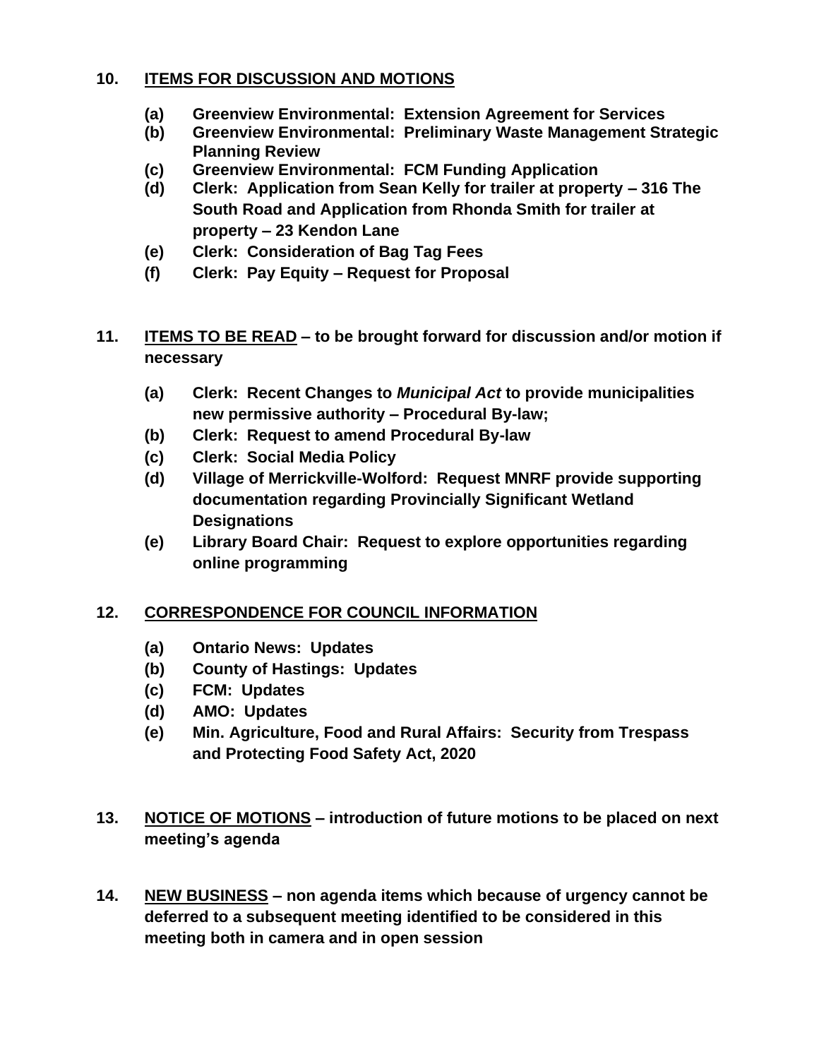## 10. ITEMS FOR DISCUSSION AND MOTIONS

**(a)** **Greenview Environmental: Extension Agreement for Services**
**(b)** **Greenview Environmental: Preliminary Waste Management Strategic Planning Review**
**(c)** **Greenview Environmental: FCM Funding Application**
**(d)** **Clerk: Application from Sean Kelly for trailer at property – 316 The South Road and Application from Rhonda Smith for trailer at property – 23 Kendon Lane**
**(e)** **Clerk: Consideration of Bag Tag Fees**
**(f)** **Clerk: Pay Equity – Request for Proposal**

## 11. ITEMS TO BE READ – to be brought forward for discussion and/or motion if necessary

**(a)** **Clerk: Recent Changes to *Municipal Act* to provide municipalities new permissive authority – Procedural By-law;**
**(b)** **Clerk: Request to amend Procedural By-law**
**(c)** **Clerk: Social Media Policy**
**(d)** **Village of Merrickville-Wolford: Request MNRF provide supporting documentation regarding Provincially Significant Wetland Designations**
**(e)** **Library Board Chair: Request to explore opportunities regarding online programming**

## 12. CORRESPONDENCE FOR COUNCIL INFORMATION

**(a)** **Ontario News: Updates**
**(b)** **County of Hastings: Updates**
**(c)** **FCM: Updates**
**(d)** **AMO: Updates**
**(e)** **Min. Agriculture, Food and Rural Affairs: Security from Trespass and Protecting Food Safety Act, 2020**

## 13. NOTICE OF MOTIONS – introduction of future motions to be placed on next meeting's agenda

## 14. NEW BUSINESS – non agenda items which because of urgency cannot be deferred to a subsequent meeting identified to be considered in this meeting both in camera and in open session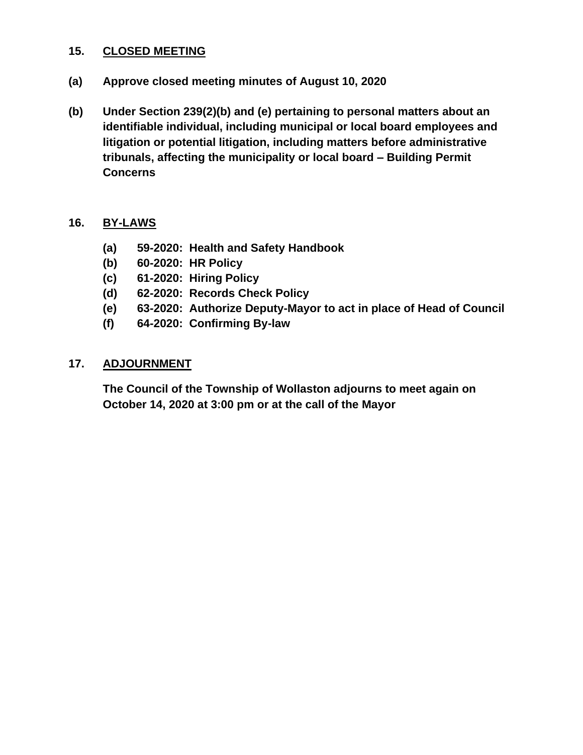## 15. CLOSED MEETING

**(a)** **Approve closed meeting minutes of August 10, 2020**

**(b)** **Under Section 239(2)(b) and (e) pertaining to personal matters about an identifiable individual, including municipal or local board employees and litigation or potential litigation, including matters before administrative tribunals, affecting the municipality or local board – Building Permit Concerns**

## 16. BY-LAWS

- **(a)** **59-2020: Health and Safety Handbook**
- **(b)** **60-2020: HR Policy**
- **(c)** **61-2020: Hiring Policy**
- **(d)** **62-2020: Records Check Policy**
- **(e)** **63-2020: Authorize Deputy-Mayor to act in place of Head of Council**
- **(f)** **64-2020: Confirming By-law**

## 17. ADJOURNMENT

**The Council of the Township of Wollaston adjourns to meet again on October 14, 2020 at 3:00 pm or at the call of the Mayor**